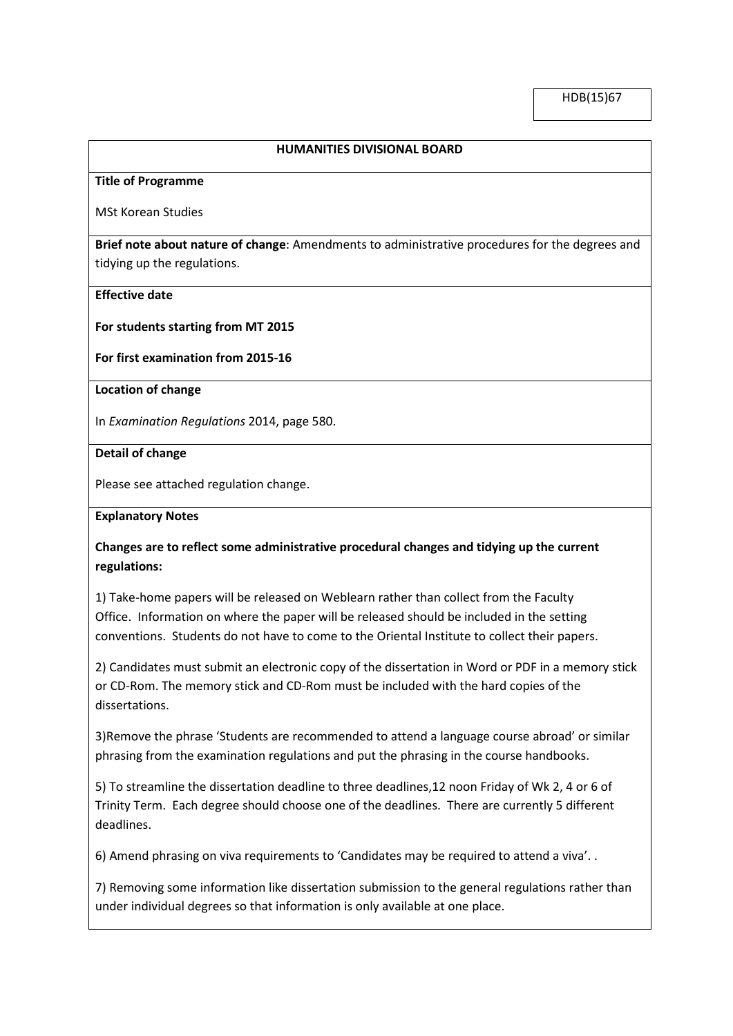HDB(15)67

## HUMANITIES DIVISIONAL BOARD

**Title of Programme**

MSt Korean Studies

**Brief note about nature of change**: Amendments to administrative procedures for the degrees and tidying up the regulations.

**Effective date**

**For students starting from MT 2015**

**For first examination from 2015-16**

**Location of change**

In *Examination Regulations* 2014, page 580.

**Detail of change**

Please see attached regulation change.

**Explanatory Notes**

**Changes are to reflect some administrative procedural changes and tidying up the current regulations:**

1) Take-home papers will be released on Weblearn rather than collect from the Faculty Office. Information on where the paper will be released should be included in the setting conventions. Students do not have to come to the Oriental Institute to collect their papers.

2) Candidates must submit an electronic copy of the dissertation in Word or PDF in a memory stick or CD-Rom. The memory stick and CD-Rom must be included with the hard copies of the dissertations.

3)Remove the phrase 'Students are recommended to attend a language course abroad' or similar phrasing from the examination regulations and put the phrasing in the course handbooks.

5) To streamline the dissertation deadline to three deadlines,12 noon Friday of Wk 2, 4 or 6 of Trinity Term. Each degree should choose one of the deadlines. There are currently 5 different deadlines.

6) Amend phrasing on viva requirements to 'Candidates may be required to attend a viva'. .

7) Removing some information like dissertation submission to the general regulations rather than under individual degrees so that information is only available at one place.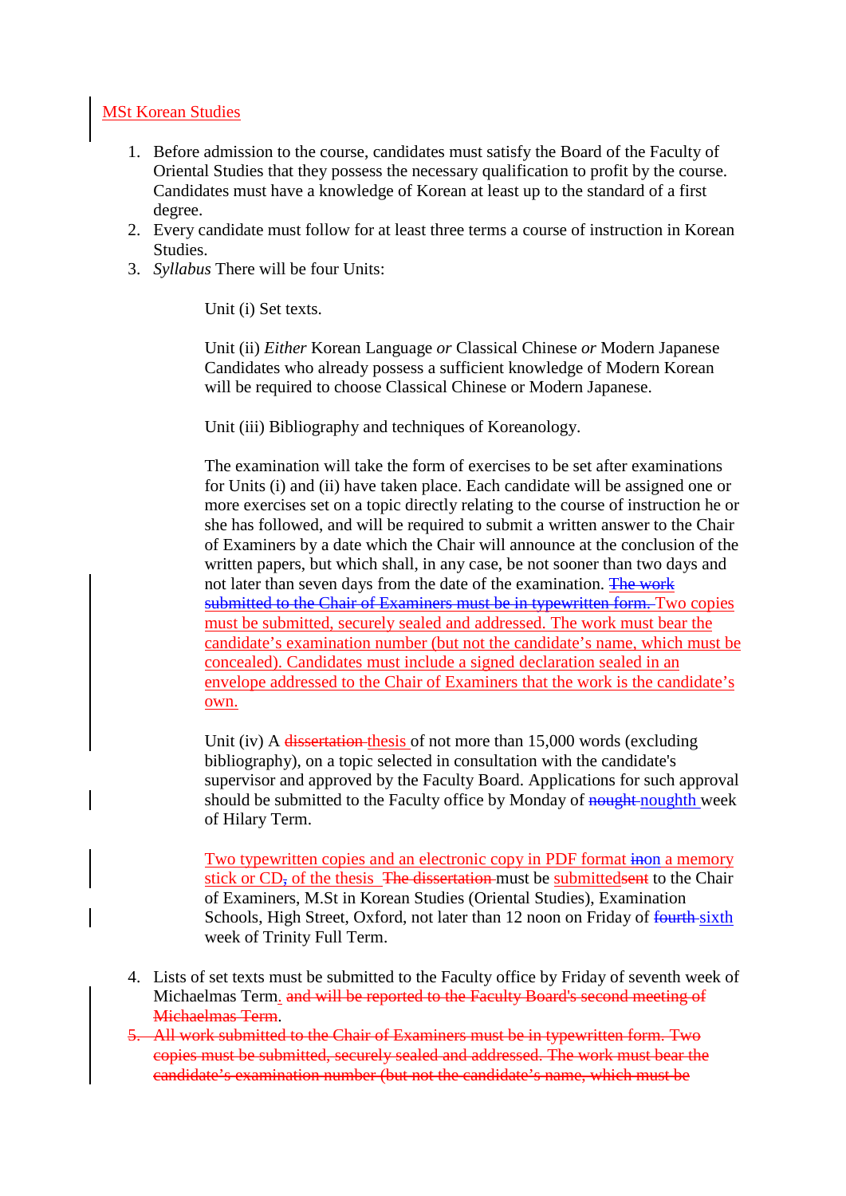MSt Korean Studies

1. Before admission to the course, candidates must satisfy the Board of the Faculty of Oriental Studies that they possess the necessary qualification to profit by the course. Candidates must have a knowledge of Korean at least up to the standard of a first degree.
2. Every candidate must follow for at least three terms a course of instruction in Korean Studies.
3. *Syllabus* There will be four Units:

   Unit (i) Set texts.

   Unit (ii) *Either* Korean Language *or* Classical Chinese *or* Modern Japanese Candidates who already possess a sufficient knowledge of Modern Korean will be required to choose Classical Chinese or Modern Japanese.

   Unit (iii) Bibliography and techniques of Koreanology.

   The examination will take the form of exercises to be set after examinations for Units (i) and (ii) have taken place. Each candidate will be assigned one or more exercises set on a topic directly relating to the course of instruction he or she has followed, and will be required to submit a written answer to the Chair of Examiners by a date which the Chair will announce at the conclusion of the written papers, but which shall, in any case, be not sooner than two days and not later than seven days from the date of the examination. ~~The work submitted to the Chair of Examiners must be in typewritten form.~~ Two copies must be submitted, securely sealed and addressed. The work must bear the candidate's examination number (but not the candidate's name, which must be concealed). Candidates must include a signed declaration sealed in an envelope addressed to the Chair of Examiners that the work is the candidate's own.

   Unit (iv) A ~~dissertation~~ thesis of not more than 15,000 words (excluding bibliography), on a topic selected in consultation with the candidate's supervisor and approved by the Faculty Board. Applications for such approval should be submitted to the Faculty office by Monday of ~~nought~~ noughth week of Hilary Term.

   Two typewritten copies and an electronic copy in PDF format ~~in~~on a memory stick or CD~~,~~ of the thesis ~~The dissertation~~ must be submitted~~sent~~ to the Chair of Examiners, M.St in Korean Studies (Oriental Studies), Examination Schools, High Street, Oxford, not later than 12 noon on Friday of ~~fourth~~ sixth week of Trinity Full Term.

4. Lists of set texts must be submitted to the Faculty office by Friday of seventh week of Michaelmas Term. ~~and will be reported to the Faculty Board's second meeting of Michaelmas Term~~.
5. ~~All work submitted to the Chair of Examiners must be in typewritten form. Two copies must be submitted, securely sealed and addressed. The work must bear the candidate's examination number (but not the candidate's name, which must be~~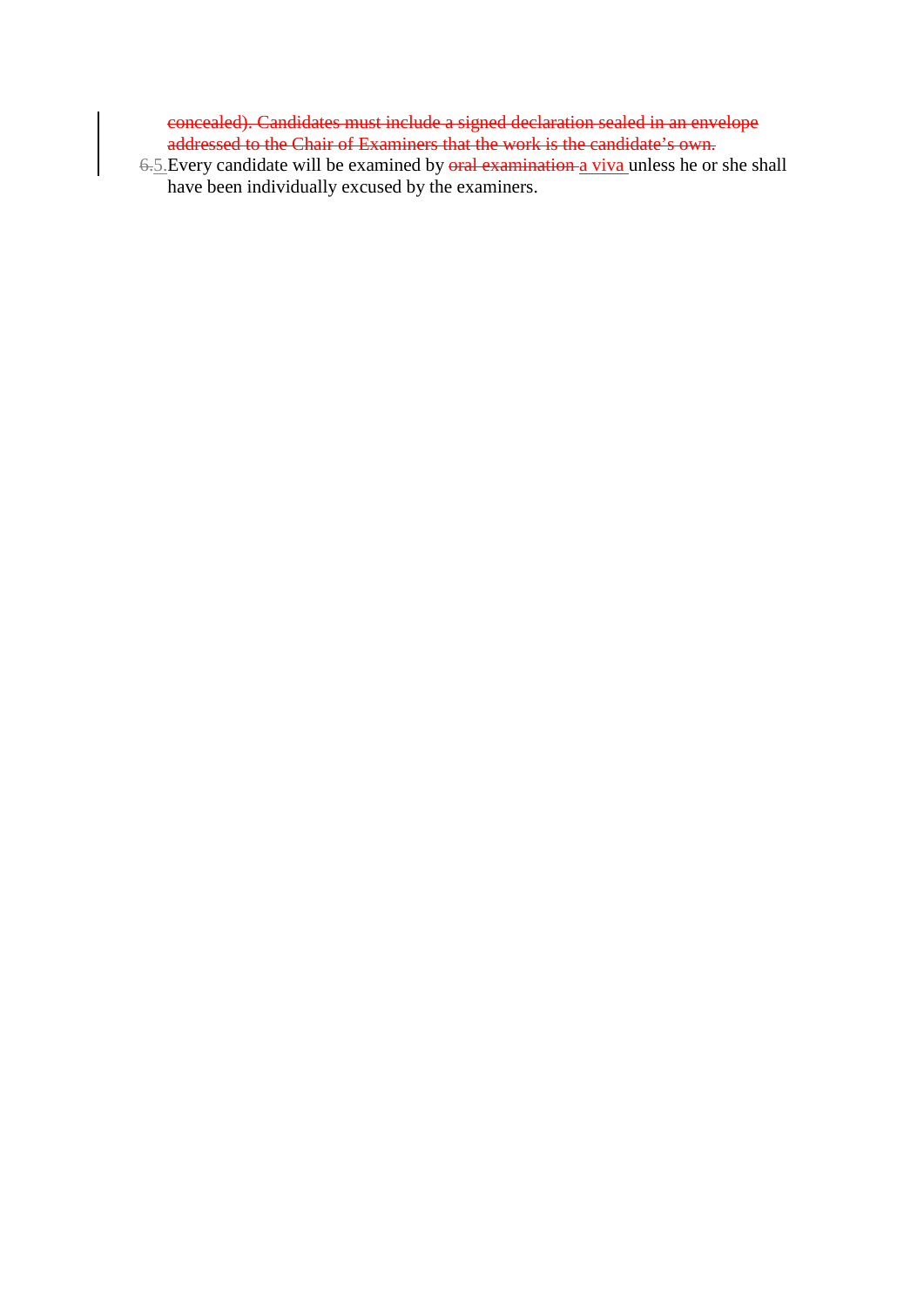~~concealed). Candidates must include a signed declaration sealed in an envelope addressed to the Chair of Examiners that the work is the candidate's own.~~

~~6.~~5. Every candidate will be examined by ~~oral examination~~ a viva unless he or she shall have been individually excused by the examiners.